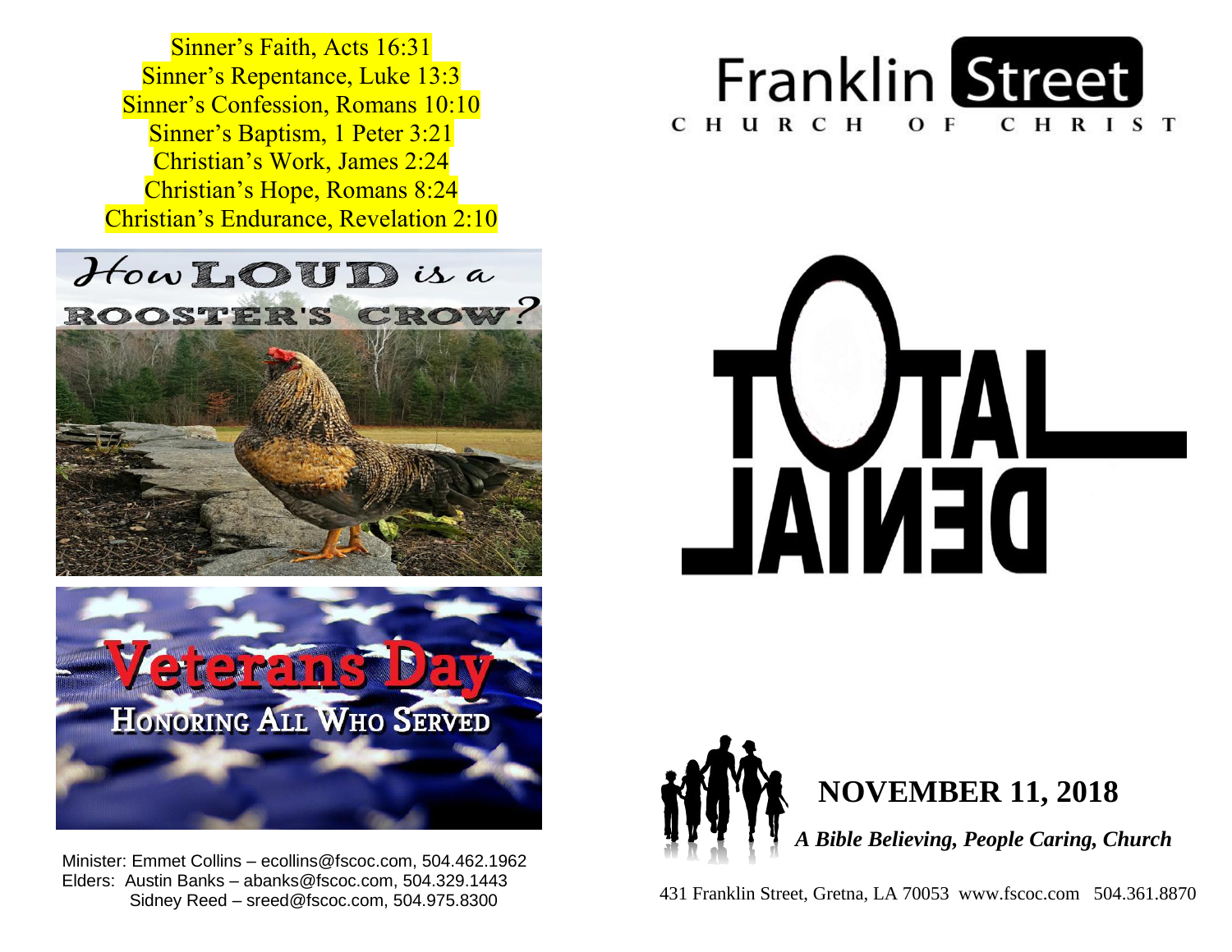Sinner's Faith, Acts 16:31
Sinner's Repentance, Luke 13:3
Sinner's Confession, Romans 10:10
Sinner's Baptism, 1 Peter 3:21
Christian's Work, James 2:24
Christian's Hope, Romans 8:24
Christian's Endurance, Revelation 2:10

How LOUD is a ROOSTER'S CROW?

Veterans Day
HONORING ALL WHO SERVED

Minister: Emmet Collins – ecollins@fscoc.com, 504.462.1962
Elders: Austin Banks – abanks@fscoc.com, 504.329.1443
Sidney Reed – sreed@fscoc.com, 504.975.8300

# Franklin Street
CHURCH OF CHRIST

# TOTAL DENIAL

## NOVEMBER 11, 2018

*A Bible Believing, People Caring, Church*

431 Franklin Street, Gretna, LA 70053 www.fscoc.com 504.361.8870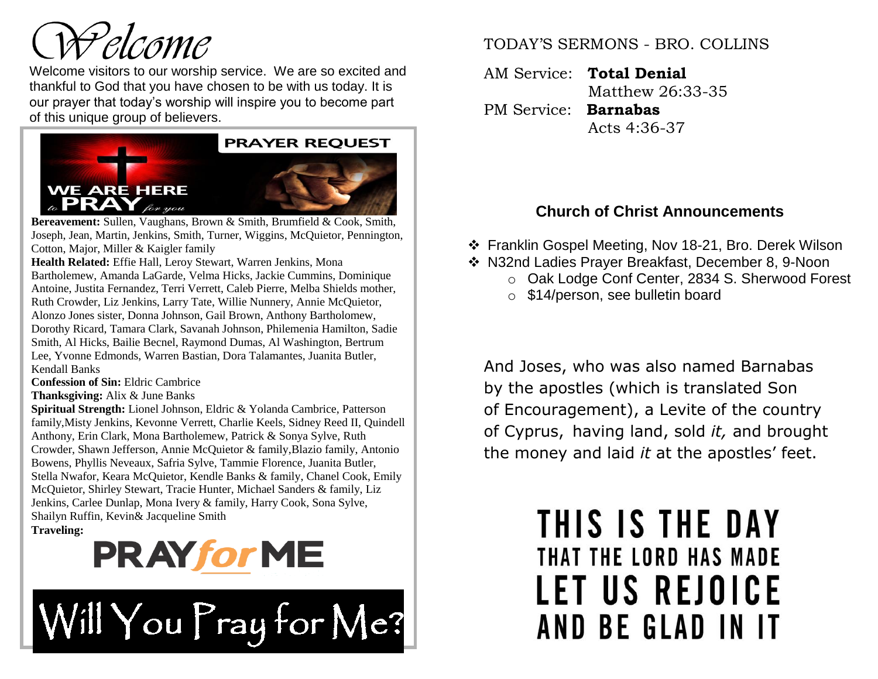# Welcome

Welcome visitors to our worship service. We are so excited and thankful to God that you have chosen to be with us today. It is our prayer that today's worship will inspire you to become part of this unique group of believers.

PRAYER REQUEST

WE ARE HERE to PRAY for you

**Bereavement:** Sullen, Vaughans, Brown & Smith, Brumfield & Cook, Smith, Joseph, Jean, Martin, Jenkins, Smith, Turner, Wiggins, McQuietor, Pennington, Cotton, Major, Miller & Kaigler family

**Health Related:** Effie Hall, Leroy Stewart, Warren Jenkins, Mona Bartholemew, Amanda LaGarde, Velma Hicks, Jackie Cummins, Dominique Antoine, Justita Fernandez, Terri Verrett, Caleb Pierre, Melba Shields mother, Ruth Crowder, Liz Jenkins, Larry Tate, Willie Nunnery, Annie McQuietor, Alonzo Jones sister, Donna Johnson, Gail Brown, Anthony Bartholomew, Dorothy Ricard, Tamara Clark, Savanah Johnson, Philemenia Hamilton, Sadie Smith, Al Hicks, Bailie Becnel, Raymond Dumas, Al Washington, Bertrum Lee, Yvonne Edmonds, Warren Bastian, Dora Talamantes, Juanita Butler, Kendall Banks

**Confession of Sin:** Eldric Cambrice

**Thanksgiving:** Alix & June Banks

**Spiritual Strength:** Lionel Johnson, Eldric & Yolanda Cambrice, Patterson family,Misty Jenkins, Kevonne Verrett, Charlie Keels, Sidney Reed II, Quindell Anthony, Erin Clark, Mona Bartholemew, Patrick & Sonya Sylve, Ruth Crowder, Shawn Jefferson, Annie McQuietor & family,Blazio family, Antonio Bowens, Phyllis Neveaux, Safria Sylve, Tammie Florence, Juanita Butler, Stella Nwafor, Keara McQuietor, Kendle Banks & family, Chanel Cook, Emily McQuietor, Shirley Stewart, Tracie Hunter, Michael Sanders & family, Liz Jenkins, Carlee Dunlap, Mona Ivery & family, Harry Cook, Sona Sylve, Shailyn Ruffin, Kevin& Jacqueline Smith

**Traveling:**

PRAY *for* ME

Will You Pray for Me?

TODAY'S SERMONS - BRO. COLLINS

AM Service: **Total Denial**
Matthew 26:33-35

PM Service: **Barnabas**
Acts 4:36-37

### Church of Christ Announcements

- Franklin Gospel Meeting, Nov 18-21, Bro. Derek Wilson
- N32nd Ladies Prayer Breakfast, December 8, 9-Noon
  - Oak Lodge Conf Center, 2834 S. Sherwood Forest
  - $14/person, see bulletin board

And Joses, who was also named Barnabas by the apostles (which is translated Son of Encouragement), a Levite of the country of Cyprus, having land, sold *it,* and brought the money and laid *it* at the apostles' feet.

THIS IS THE DAY
THAT THE LORD HAS MADE
LET US REJOICE
AND BE GLAD IN IT